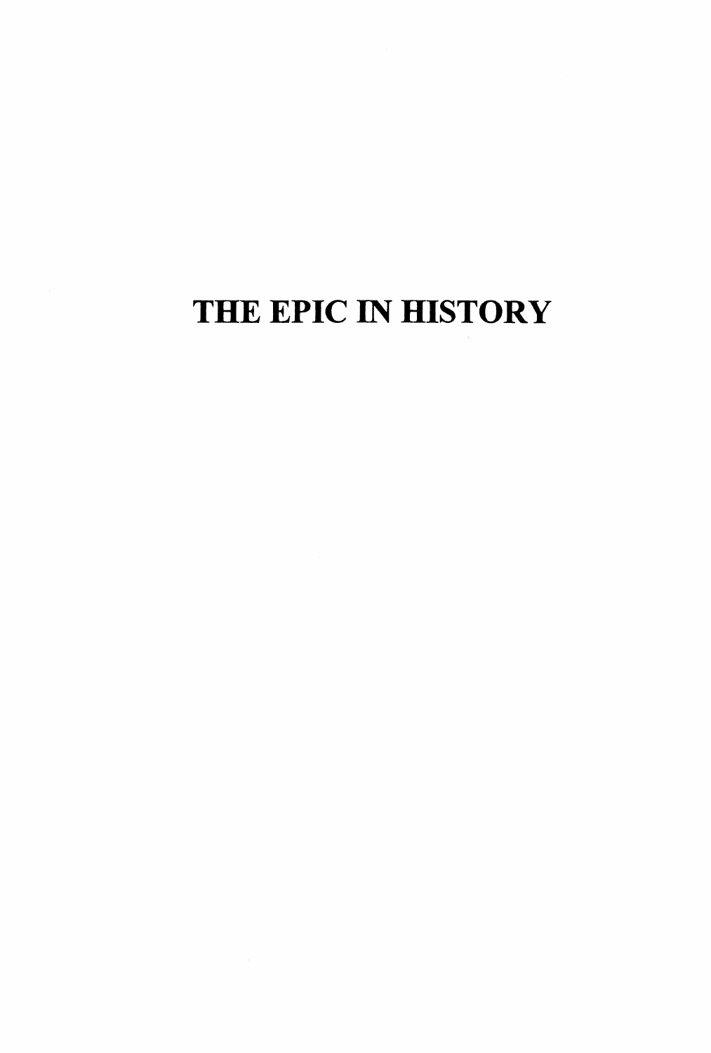# THE EPIC IN HISTORY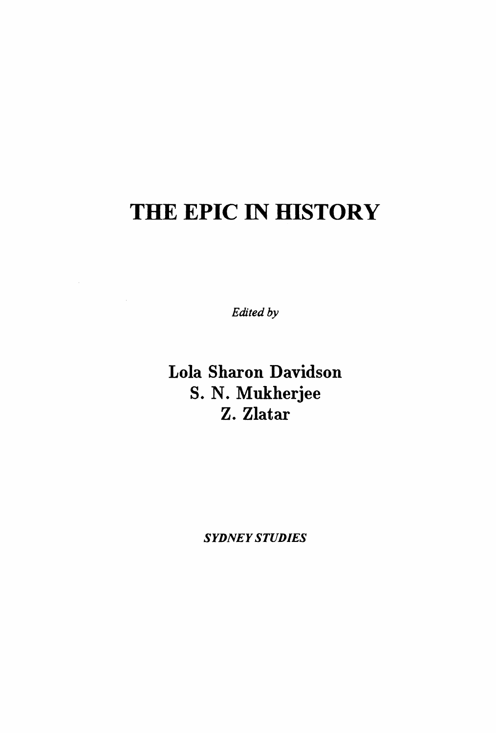# THE EPIC IN HISTORY

*Edited by*

Lola Sharon Davidson
S. N. Mukherjee
Z. Zlatar

*SYDNEY STUDIES*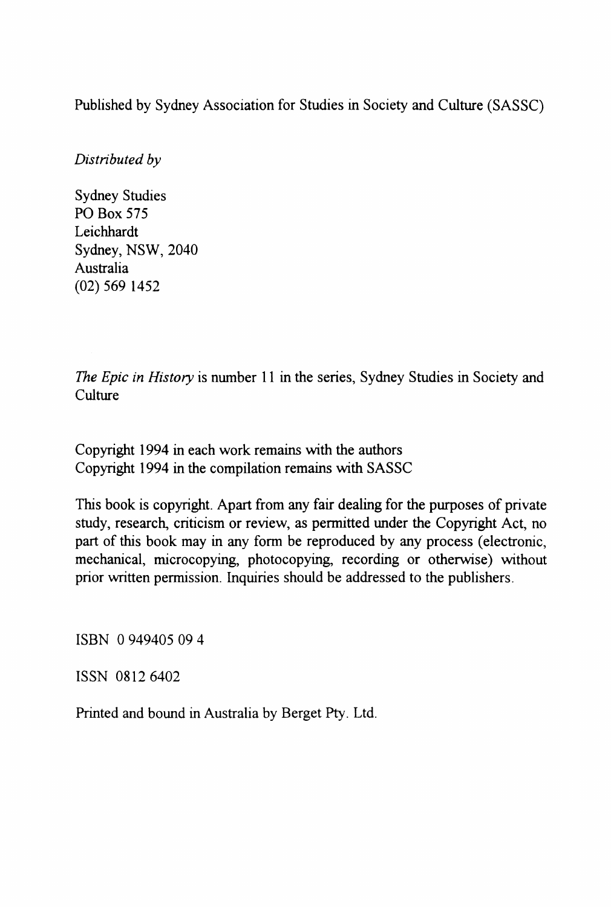Published by Sydney Association for Studies in Society and Culture (SASSC)

*Distributed by*

Sydney Studies
PO Box 575
Leichhardt
Sydney, NSW, 2040
Australia
(02) 569 1452

*The Epic in History* is number 11 in the series, Sydney Studies in Society and Culture

Copyright 1994 in each work remains with the authors
Copyright 1994 in the compilation remains with SASSC

This book is copyright. Apart from any fair dealing for the purposes of private study, research, criticism or review, as permitted under the Copyright Act, no part of this book may in any form be reproduced by any process (electronic, mechanical, microcopying, photocopying, recording or otherwise) without prior written permission. Inquiries should be addressed to the publishers.

ISBN 0 949405 09 4

ISSN 0812 6402

Printed and bound in Australia by Berget Pty. Ltd.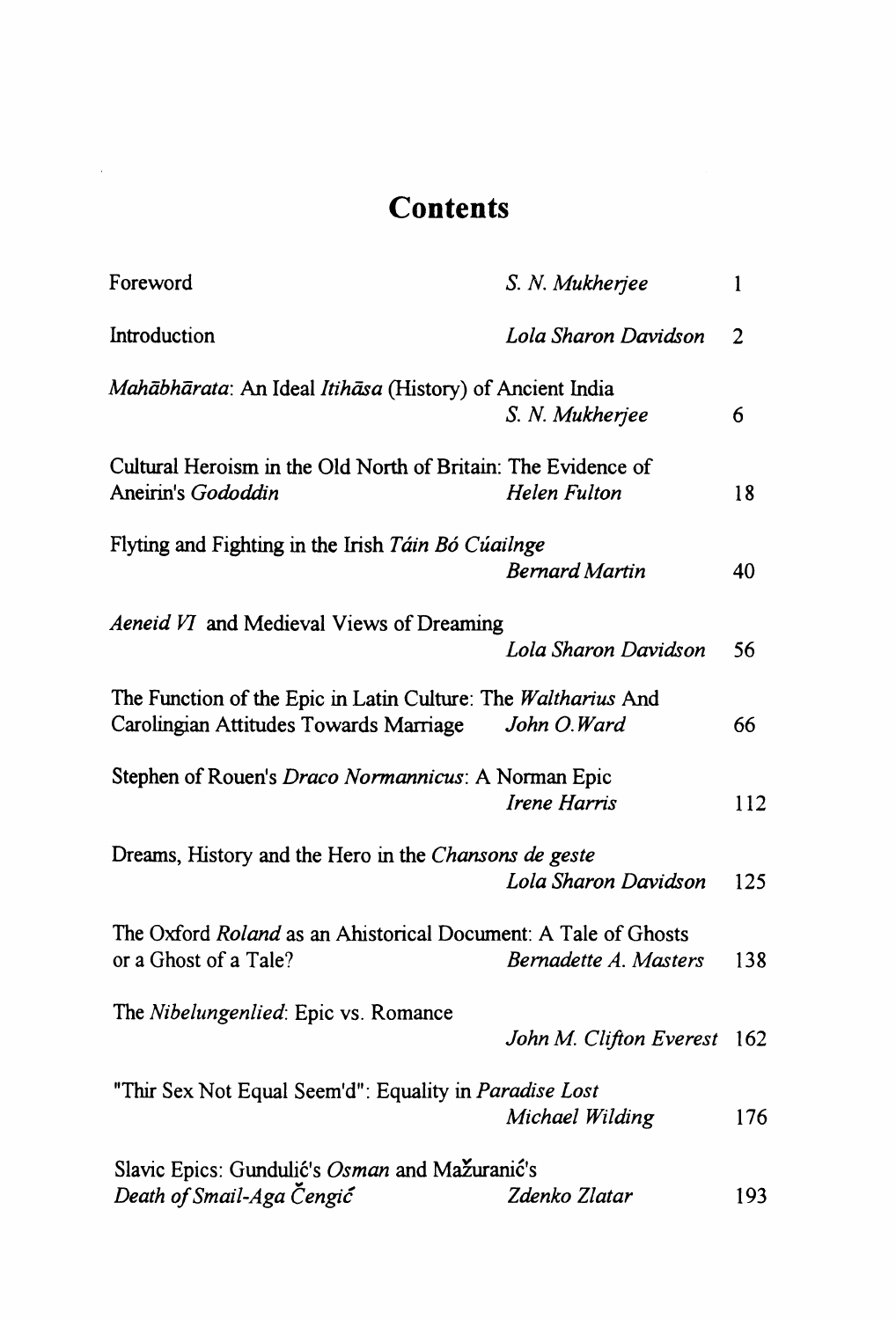# Contents

| | | |
|---|---|---|
| Foreword | *S. N. Mukherjee* | 1 |
| Introduction | *Lola Sharon Davidson* | 2 |
| *Mahābhārata*: An Ideal *Itihāsa* (History) of Ancient India | *S. N. Mukherjee* | 6 |
| Cultural Heroism in the Old North of Britain: The Evidence of Aneirin's *Gododdin* | *Helen Fulton* | 18 |
| Flyting and Fighting in the Irish *Táin Bó Cúailnge* | *Bernard Martin* | 40 |
| *Aeneid VI* and Medieval Views of Dreaming | *Lola Sharon Davidson* | 56 |
| The Function of the Epic in Latin Culture: The *Waltharius* And Carolingian Attitudes Towards Marriage | *John O. Ward* | 66 |
| Stephen of Rouen's *Draco Normannicus*: A Norman Epic | *Irene Harris* | 112 |
| Dreams, History and the Hero in the *Chansons de geste* | *Lola Sharon Davidson* | 125 |
| The Oxford *Roland* as an Ahistorical Document: A Tale of Ghosts or a Ghost of a Tale? | *Bernadette A. Masters* | 138 |
| The *Nibelungenlied*: Epic vs. Romance | *John M. Clifton Everest* | 162 |
| "Thir Sex Not Equal Seem'd": Equality in *Paradise Lost* | *Michael Wilding* | 176 |
| Slavic Epics: Gundulić's *Osman* and Mažuranić's *Death of Smail-Aga Čengić* | *Zdenko Zlatar* | 193 |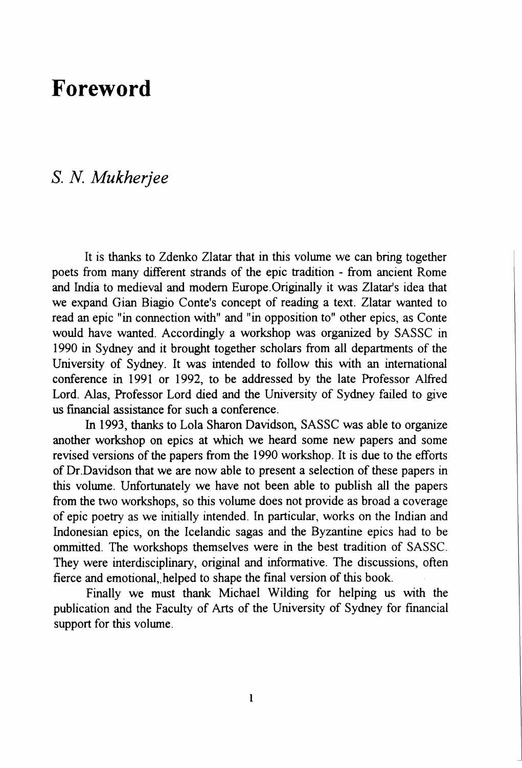# Foreword

## *S. N. Mukherjee*

It is thanks to Zdenko Zlatar that in this volume we can bring together poets from many different strands of the epic tradition - from ancient Rome and India to medieval and modern Europe.Originally it was Zlatar's idea that we expand Gian Biagio Conte's concept of reading a text. Zlatar wanted to read an epic "in connection with" and "in opposition to" other epics, as Conte would have wanted. Accordingly a workshop was organized by SASSC in 1990 in Sydney and it brought together scholars from all departments of the University of Sydney. It was intended to follow this with an international conference in 1991 or 1992, to be addressed by the late Professor Alfred Lord. Alas, Professor Lord died and the University of Sydney failed to give us financial assistance for such a conference.

In 1993, thanks to Lola Sharon Davidson, SASSC was able to organize another workshop on epics at which we heard some new papers and some revised versions of the papers from the 1990 workshop. It is due to the efforts of Dr.Davidson that we are now able to present a selection of these papers in this volume. Unfortunately we have not been able to publish all the papers from the two workshops, so this volume does not provide as broad a coverage of epic poetry as we initially intended. In particular, works on the Indian and Indonesian epics, on the Icelandic sagas and the Byzantine epics had to be ommitted. The workshops themselves were in the best tradition of SASSC. They were interdisciplinary, original and informative. The discussions, often fierce and emotional,.helped to shape the final version of this book.

Finally we must thank Michael Wilding for helping us with the publication and the Faculty of Arts of the University of Sydney for financial support for this volume.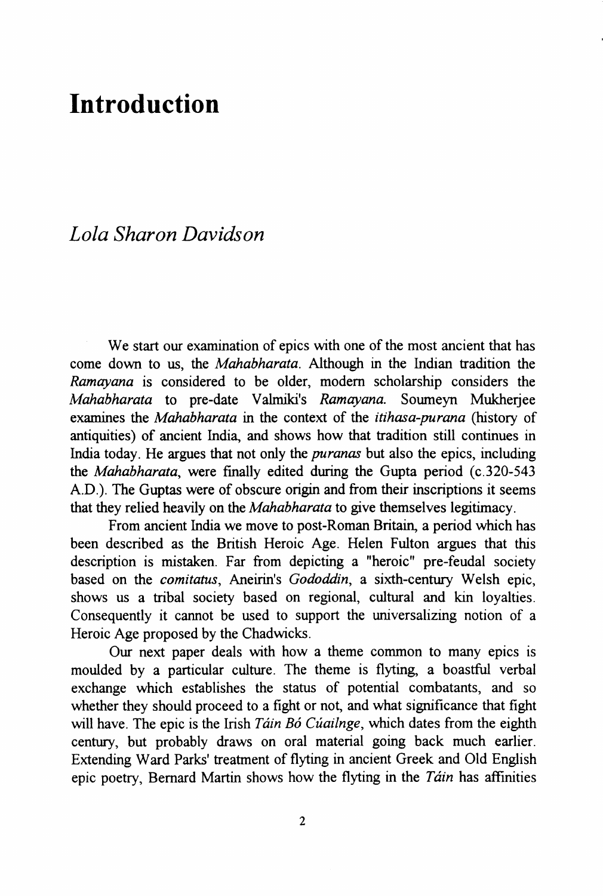# Introduction

*Lola Sharon Davidson*

We start our examination of epics with one of the most ancient that has come down to us, the *Mahabharata*. Although in the Indian tradition the *Ramayana* is considered to be older, modern scholarship considers the *Mahabharata* to pre-date Valmiki's *Ramayana*. Soumeyn Mukherjee examines the *Mahabharata* in the context of the *itihasa-purana* (history of antiquities) of ancient India, and shows how that tradition still continues in India today. He argues that not only the *puranas* but also the epics, including the *Mahabharata*, were finally edited during the Gupta period (c.320-543 A.D.). The Guptas were of obscure origin and from their inscriptions it seems that they relied heavily on the *Mahabharata* to give themselves legitimacy.

From ancient India we move to post-Roman Britain, a period which has been described as the British Heroic Age. Helen Fulton argues that this description is mistaken. Far from depicting a "heroic" pre-feudal society based on the *comitatus*, Aneirin's *Gododdin*, a sixth-century Welsh epic, shows us a tribal society based on regional, cultural and kin loyalties. Consequently it cannot be used to support the universalizing notion of a Heroic Age proposed by the Chadwicks.

Our next paper deals with how a theme common to many epics is moulded by a particular culture. The theme is flyting, a boastful verbal exchange which establishes the status of potential combatants, and so whether they should proceed to a fight or not, and what significance that fight will have. The epic is the Irish *Táin Bó Cúailnge*, which dates from the eighth century, but probably draws on oral material going back much earlier. Extending Ward Parks' treatment of flyting in ancient Greek and Old English epic poetry, Bernard Martin shows how the flyting in the *Táin* has affinities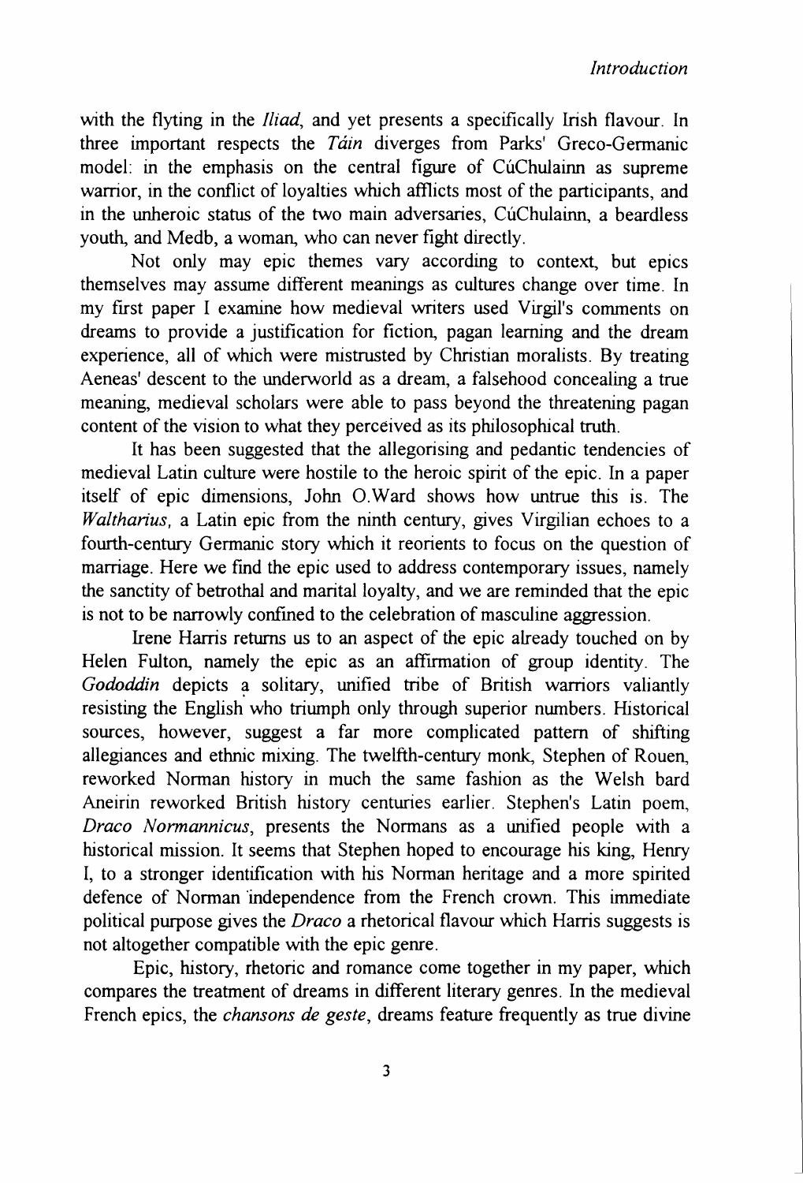with the flyting in the *Iliad*, and yet presents a specifically Irish flavour. In three important respects the *Táin* diverges from Parks' Greco-Germanic model: in the emphasis on the central figure of CúChulainn as supreme warrior, in the conflict of loyalties which afflicts most of the participants, and in the unheroic status of the two main adversaries, CúChulainn, a beardless youth, and Medb, a woman, who can never fight directly.

Not only may epic themes vary according to context, but epics themselves may assume different meanings as cultures change over time. In my first paper I examine how medieval writers used Virgil's comments on dreams to provide a justification for fiction, pagan learning and the dream experience, all of which were mistrusted by Christian moralists. By treating Aeneas' descent to the underworld as a dream, a falsehood concealing a true meaning, medieval scholars were able to pass beyond the threatening pagan content of the vision to what they perceived as its philosophical truth.

It has been suggested that the allegorising and pedantic tendencies of medieval Latin culture were hostile to the heroic spirit of the epic. In a paper itself of epic dimensions, John O.Ward shows how untrue this is. The *Waltharius*, a Latin epic from the ninth century, gives Virgilian echoes to a fourth-century Germanic story which it reorients to focus on the question of marriage. Here we find the epic used to address contemporary issues, namely the sanctity of betrothal and marital loyalty, and we are reminded that the epic is not to be narrowly confined to the celebration of masculine aggression.

Irene Harris returns us to an aspect of the epic already touched on by Helen Fulton, namely the epic as an affirmation of group identity. The *Gododdin* depicts a solitary, unified tribe of British warriors valiantly resisting the English who triumph only through superior numbers. Historical sources, however, suggest a far more complicated pattern of shifting allegiances and ethnic mixing. The twelfth-century monk, Stephen of Rouen, reworked Norman history in much the same fashion as the Welsh bard Aneirin reworked British history centuries earlier. Stephen's Latin poem, *Draco Normannicus*, presents the Normans as a unified people with a historical mission. It seems that Stephen hoped to encourage his king, Henry I, to a stronger identification with his Norman heritage and a more spirited defence of Norman independence from the French crown. This immediate political purpose gives the *Draco* a rhetorical flavour which Harris suggests is not altogether compatible with the epic genre.

Epic, history, rhetoric and romance come together in my paper, which compares the treatment of dreams in different literary genres. In the medieval French epics, the *chansons de geste*, dreams feature frequently as true divine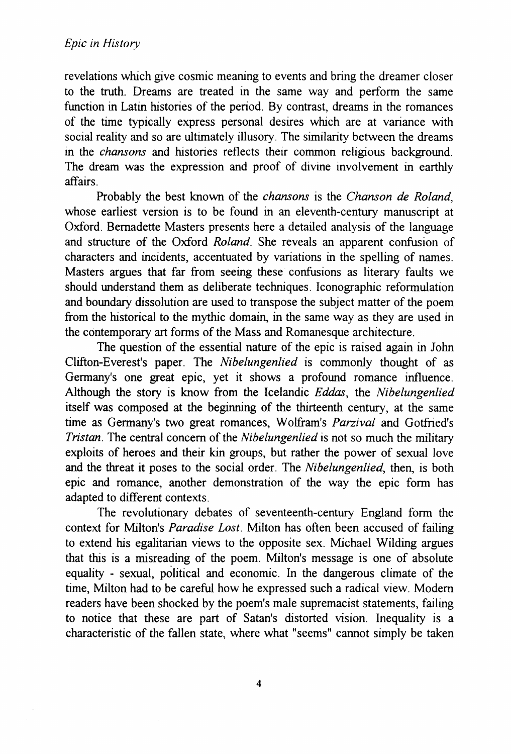revelations which give cosmic meaning to events and bring the dreamer closer to the truth. Dreams are treated in the same way and perform the same function in Latin histories of the period. By contrast, dreams in the romances of the time typically express personal desires which are at variance with social reality and so are ultimately illusory. The similarity between the dreams in the *chansons* and histories reflects their common religious background. The dream was the expression and proof of divine involvement in earthly affairs.

Probably the best known of the *chansons* is the *Chanson de Roland*, whose earliest version is to be found in an eleventh-century manuscript at Oxford. Bernadette Masters presents here a detailed analysis of the language and structure of the Oxford *Roland*. She reveals an apparent confusion of characters and incidents, accentuated by variations in the spelling of names. Masters argues that far from seeing these confusions as literary faults we should understand them as deliberate techniques. Iconographic reformulation and boundary dissolution are used to transpose the subject matter of the poem from the historical to the mythic domain, in the same way as they are used in the contemporary art forms of the Mass and Romanesque architecture.

The question of the essential nature of the epic is raised again in John Clifton-Everest's paper. The *Nibelungenlied* is commonly thought of as Germany's one great epic, yet it shows a profound romance influence. Although the story is know from the Icelandic *Eddas*, the *Nibelungenlied* itself was composed at the beginning of the thirteenth century, at the same time as Germany's two great romances, Wolfram's *Parzival* and Gotfried's *Tristan*. The central concern of the *Nibelungenlied* is not so much the military exploits of heroes and their kin groups, but rather the power of sexual love and the threat it poses to the social order. The *Nibelungenlied*, then, is both epic and romance, another demonstration of the way the epic form has adapted to different contexts.

The revolutionary debates of seventeenth-century England form the context for Milton's *Paradise Lost*. Milton has often been accused of failing to extend his egalitarian views to the opposite sex. Michael Wilding argues that this is a misreading of the poem. Milton's message is one of absolute equality - sexual, political and economic. In the dangerous climate of the time, Milton had to be careful how he expressed such a radical view. Modern readers have been shocked by the poem's male supremacist statements, failing to notice that these are part of Satan's distorted vision. Inequality is a characteristic of the fallen state, where what "seems" cannot simply be taken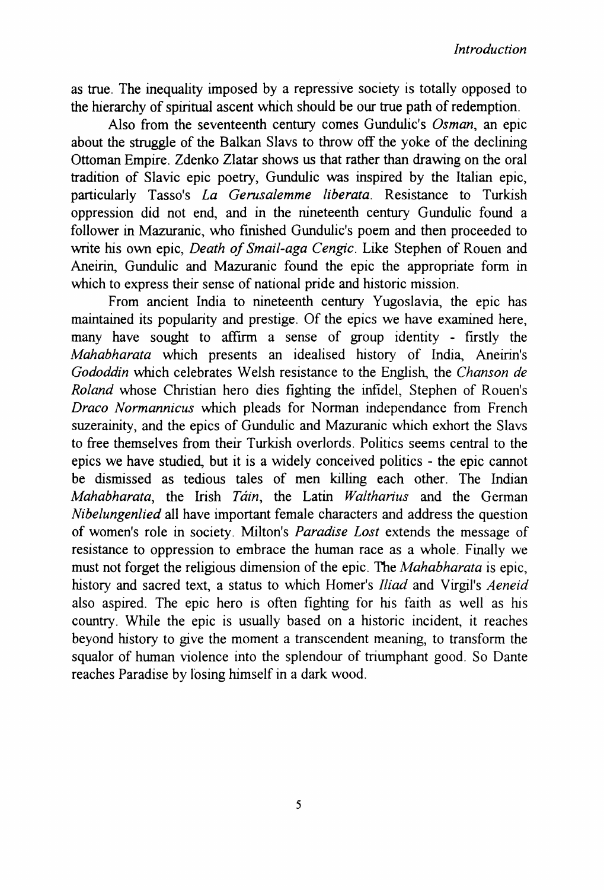as true. The inequality imposed by a repressive society is totally opposed to the hierarchy of spiritual ascent which should be our true path of redemption.

Also from the seventeenth century comes Gundulic's *Osman*, an epic about the struggle of the Balkan Slavs to throw off the yoke of the declining Ottoman Empire. Zdenko Zlatar shows us that rather than drawing on the oral tradition of Slavic epic poetry, Gundulic was inspired by the Italian epic, particularly Tasso's *La Gerusalemme liberata*. Resistance to Turkish oppression did not end, and in the nineteenth century Gundulic found a follower in Mazuranic, who finished Gundulic's poem and then proceeded to write his own epic, *Death of Smail-aga Cengic*. Like Stephen of Rouen and Aneirin, Gundulic and Mazuranic found the epic the appropriate form in which to express their sense of national pride and historic mission.

From ancient India to nineteenth century Yugoslavia, the epic has maintained its popularity and prestige. Of the epics we have examined here, many have sought to affirm a sense of group identity - firstly the *Mahabharata* which presents an idealised history of India, Aneirin's *Gododdin* which celebrates Welsh resistance to the English, the *Chanson de Roland* whose Christian hero dies fighting the infidel, Stephen of Rouen's *Draco Normannicus* which pleads for Norman independance from French suzerainity, and the epics of Gundulic and Mazuranic which exhort the Slavs to free themselves from their Turkish overlords. Politics seems central to the epics we have studied, but it is a widely conceived politics - the epic cannot be dismissed as tedious tales of men killing each other. The Indian *Mahabharata*, the Irish *Táin*, the Latin *Waltharius* and the German *Nibelungenlied* all have important female characters and address the question of women's role in society. Milton's *Paradise Lost* extends the message of resistance to oppression to embrace the human race as a whole. Finally we must not forget the religious dimension of the epic. The *Mahabharata* is epic, history and sacred text, a status to which Homer's *Iliad* and Virgil's *Aeneid* also aspired. The epic hero is often fighting for his faith as well as his country. While the epic is usually based on a historic incident, it reaches beyond history to give the moment a transcendent meaning, to transform the squalor of human violence into the splendour of triumphant good. So Dante reaches Paradise by losing himself in a dark wood.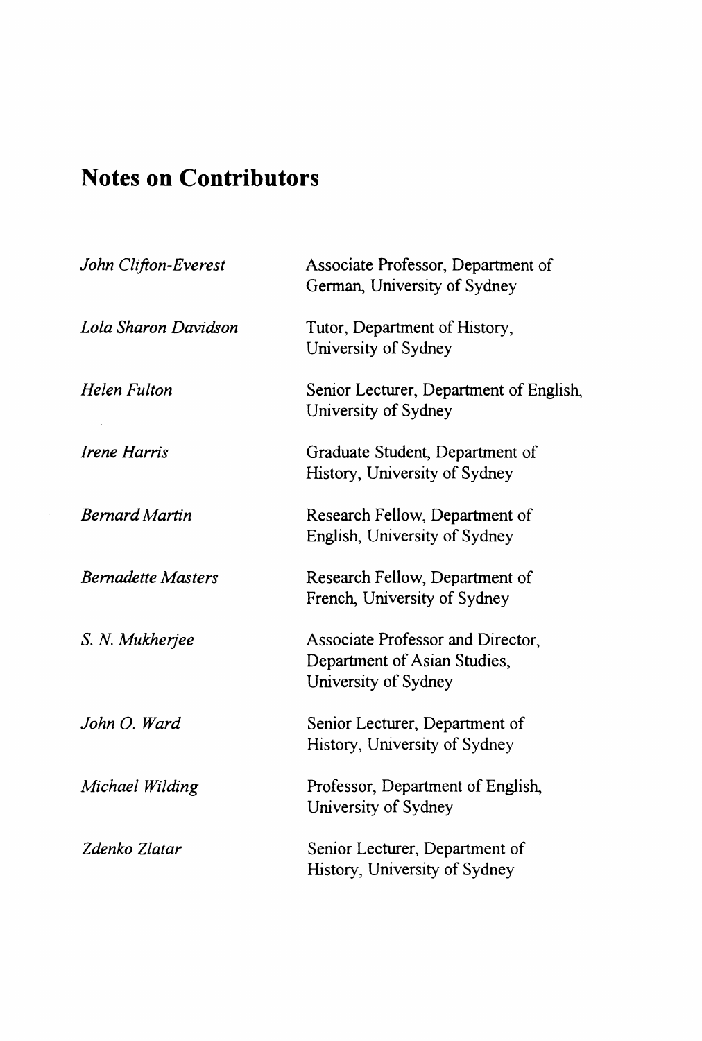# Notes on Contributors

| | |
|---|---|
| *John Clifton-Everest* | Associate Professor, Department of German, University of Sydney |
| *Lola Sharon Davidson* | Tutor, Department of History, University of Sydney |
| *Helen Fulton* | Senior Lecturer, Department of English, University of Sydney |
| *Irene Harris* | Graduate Student, Department of History, University of Sydney |
| *Bernard Martin* | Research Fellow, Department of English, University of Sydney |
| *Bernadette Masters* | Research Fellow, Department of French, University of Sydney |
| *S. N. Mukherjee* | Associate Professor and Director, Department of Asian Studies, University of Sydney |
| *John O. Ward* | Senior Lecturer, Department of History, University of Sydney |
| *Michael Wilding* | Professor, Department of English, University of Sydney |
| *Zdenko Zlatar* | Senior Lecturer, Department of History, University of Sydney |